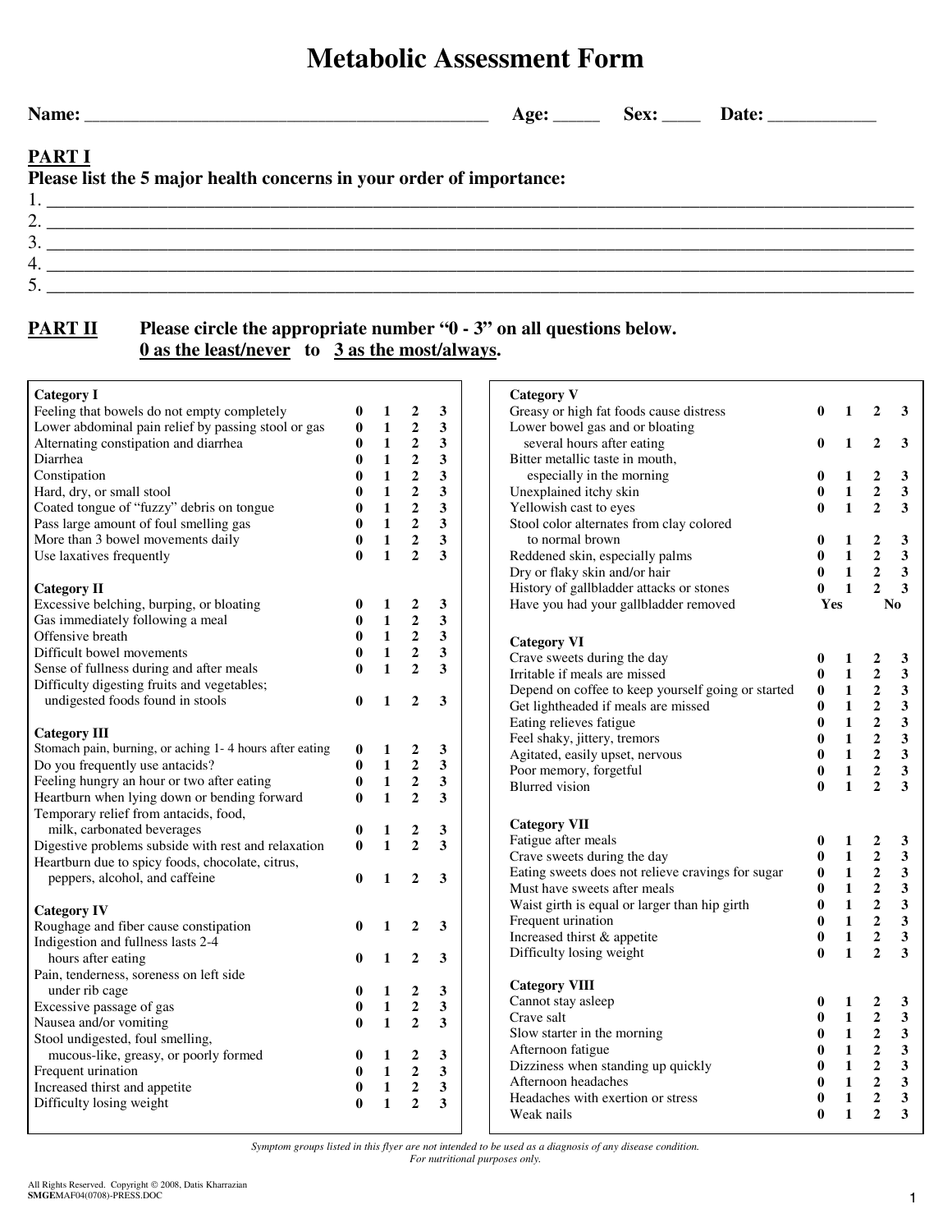# Metabolic Assessment Form

**Name:** ____________________________________________ **Age:** _____ **Sex:** ____ **Date:** ___________

## PART I

**Please list the 5 major health concerns in your order of importance:**

1. ________________________________________________________________________________
2. ________________________________________________________________________________
3. ________________________________________________________________________________
4. ________________________________________________________________________________
5. ________________________________________________________________________________

## PART II

**Please circle the appropriate number "0 - 3" on all questions below.**
**0 as the least/never to 3 as the most/always.**

| Category I | | | | |
|---|---|---|---|---|
| Feeling that bowels do not empty completely | 0 | 1 | 2 | 3 |
| Lower abdominal pain relief by passing stool or gas | 0 | 1 | 2 | 3 |
| Alternating constipation and diarrhea | 0 | 1 | 2 | 3 |
| Diarrhea | 0 | 1 | 2 | 3 |
| Constipation | 0 | 1 | 2 | 3 |
| Hard, dry, or small stool | 0 | 1 | 2 | 3 |
| Coated tongue of "fuzzy" debris on tongue | 0 | 1 | 2 | 3 |
| Pass large amount of foul smelling gas | 0 | 1 | 2 | 3 |
| More than 3 bowel movements daily | 0 | 1 | 2 | 3 |
| Use laxatives frequently | 0 | 1 | 2 | 3 |

| Category II | | | | |
|---|---|---|---|---|
| Excessive belching, burping, or bloating | 0 | 1 | 2 | 3 |
| Gas immediately following a meal | 0 | 1 | 2 | 3 |
| Offensive breath | 0 | 1 | 2 | 3 |
| Difficult bowel movements | 0 | 1 | 2 | 3 |
| Sense of fullness during and after meals | 0 | 1 | 2 | 3 |
| Difficulty digesting fruits and vegetables; undigested foods found in stools | 0 | 1 | 2 | 3 |

| Category III | | | | |
|---|---|---|---|---|
| Stomach pain, burning, or aching 1- 4 hours after eating | 0 | 1 | 2 | 3 |
| Do you frequently use antacids? | 0 | 1 | 2 | 3 |
| Feeling hungry an hour or two after eating | 0 | 1 | 2 | 3 |
| Heartburn when lying down or bending forward | 0 | 1 | 2 | 3 |
| Temporary relief from antacids, food, milk, carbonated beverages | 0 | 1 | 2 | 3 |
| Digestive problems subside with rest and relaxation | 0 | 1 | 2 | 3 |
| Heartburn due to spicy foods, chocolate, citrus, peppers, alcohol, and caffeine | 0 | 1 | 2 | 3 |

| Category IV | | | | |
|---|---|---|---|---|
| Roughage and fiber cause constipation | 0 | 1 | 2 | 3 |
| Indigestion and fullness lasts 2-4 hours after eating | 0 | 1 | 2 | 3 |
| Pain, tenderness, soreness on left side under rib cage | 0 | 1 | 2 | 3 |
| Excessive passage of gas | 0 | 1 | 2 | 3 |
| Nausea and/or vomiting | 0 | 1 | 2 | 3 |
| Stool undigested, foul smelling, mucous-like, greasy, or poorly formed | 0 | 1 | 2 | 3 |
| Frequent urination | 0 | 1 | 2 | 3 |
| Increased thirst and appetite | 0 | 1 | 2 | 3 |
| Difficulty losing weight | 0 | 1 | 2 | 3 |

| Category V | | | | |
|---|---|---|---|---|
| Greasy or high fat foods cause distress | 0 | 1 | 2 | 3 |
| Lower bowel gas and or bloating several hours after eating | 0 | 1 | 2 | 3 |
| Bitter metallic taste in mouth, especially in the morning | 0 | 1 | 2 | 3 |
| Unexplained itchy skin | 0 | 1 | 2 | 3 |
| Yellowish cast to eyes | 0 | 1 | 2 | 3 |
| Stool color alternates from clay colored to normal brown | 0 | 1 | 2 | 3 |
| Reddened skin, especially palms | 0 | 1 | 2 | 3 |
| Dry or flaky skin and/or hair | 0 | 1 | 2 | 3 |
| History of gallbladder attacks or stones | 0 | 1 | 2 | 3 |
| Have you had your gallbladder removed | Yes | | No | |

| Category VI | | | | |
|---|---|---|---|---|
| Crave sweets during the day | 0 | 1 | 2 | 3 |
| Irritable if meals are missed | 0 | 1 | 2 | 3 |
| Depend on coffee to keep yourself going or started | 0 | 1 | 2 | 3 |
| Get lightheaded if meals are missed | 0 | 1 | 2 | 3 |
| Eating relieves fatigue | 0 | 1 | 2 | 3 |
| Feel shaky, jittery, tremors | 0 | 1 | 2 | 3 |
| Agitated, easily upset, nervous | 0 | 1 | 2 | 3 |
| Poor memory, forgetful | 0 | 1 | 2 | 3 |
| Blurred vision | 0 | 1 | 2 | 3 |

| Category VII | | | | |
|---|---|---|---|---|
| Fatigue after meals | 0 | 1 | 2 | 3 |
| Crave sweets during the day | 0 | 1 | 2 | 3 |
| Eating sweets does not relieve cravings for sugar | 0 | 1 | 2 | 3 |
| Must have sweets after meals | 0 | 1 | 2 | 3 |
| Waist girth is equal or larger than hip girth | 0 | 1 | 2 | 3 |
| Frequent urination | 0 | 1 | 2 | 3 |
| Increased thirst & appetite | 0 | 1 | 2 | 3 |
| Difficulty losing weight | 0 | 1 | 2 | 3 |

| Category VIII | | | | |
|---|---|---|---|---|
| Cannot stay asleep | 0 | 1 | 2 | 3 |
| Crave salt | 0 | 1 | 2 | 3 |
| Slow starter in the morning | 0 | 1 | 2 | 3 |
| Afternoon fatigue | 0 | 1 | 2 | 3 |
| Dizziness when standing up quickly | 0 | 1 | 2 | 3 |
| Afternoon headaches | 0 | 1 | 2 | 3 |
| Headaches with exertion or stress | 0 | 1 | 2 | 3 |
| Weak nails | 0 | 1 | 2 | 3 |

*Symptom groups listed in this flyer are not intended to be used as a diagnosis of any disease condition. For nutritional purposes only.*

All Rights Reserved. Copyright © 2008, Datis Kharrazian
**SMGE**MAF04(0708)-PRESS.DOC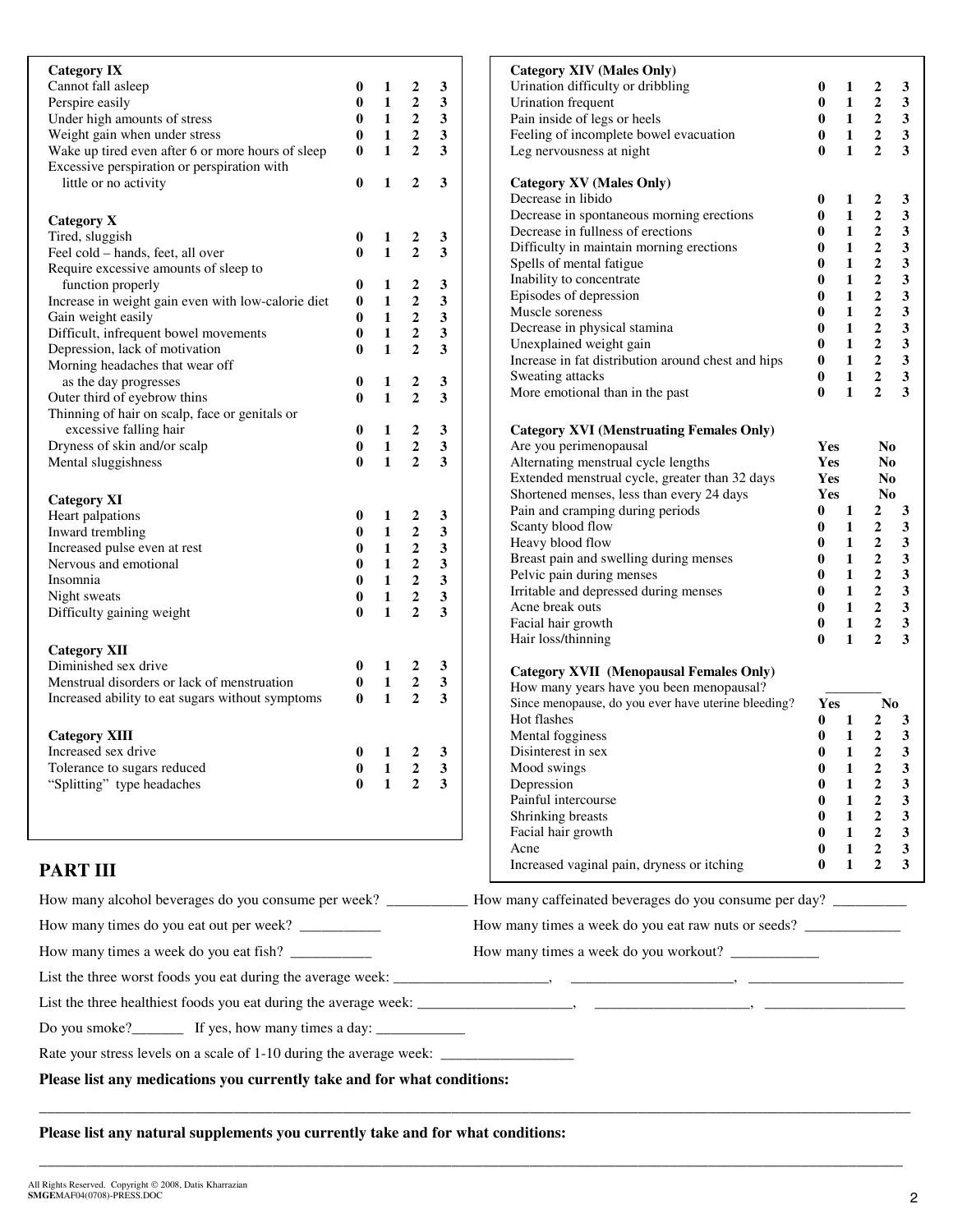## Category IX

| | | | | |
|---|---|---|---|---|
| Cannot fall asleep | 0 | 1 | 2 | 3 |
| Perspire easily | 0 | 1 | 2 | 3 |
| Under high amounts of stress | 0 | 1 | 2 | 3 |
| Weight gain when under stress | 0 | 1 | 2 | 3 |
| Wake up tired even after 6 or more hours of sleep | 0 | 1 | 2 | 3 |
| Excessive perspiration or perspiration with little or no activity | 0 | 1 | 2 | 3 |

## Category X

| | | | | |
|---|---|---|---|---|
| Tired, sluggish | 0 | 1 | 2 | 3 |
| Feel cold – hands, feet, all over | 0 | 1 | 2 | 3 |
| Require excessive amounts of sleep to function properly | 0 | 1 | 2 | 3 |
| Increase in weight gain even with low-calorie diet | 0 | 1 | 2 | 3 |
| Gain weight easily | 0 | 1 | 2 | 3 |
| Difficult, infrequent bowel movements | 0 | 1 | 2 | 3 |
| Depression, lack of motivation | 0 | 1 | 2 | 3 |
| Morning headaches that wear off as the day progresses | 0 | 1 | 2 | 3 |
| Outer third of eyebrow thins | 0 | 1 | 2 | 3 |
| Thinning of hair on scalp, face or genitals or excessive falling hair | 0 | 1 | 2 | 3 |
| Dryness of skin and/or scalp | 0 | 1 | 2 | 3 |
| Mental sluggishness | 0 | 1 | 2 | 3 |

## Category XI

| | | | | |
|---|---|---|---|---|
| Heart palpations | 0 | 1 | 2 | 3 |
| Inward trembling | 0 | 1 | 2 | 3 |
| Increased pulse even at rest | 0 | 1 | 2 | 3 |
| Nervous and emotional | 0 | 1 | 2 | 3 |
| Insomnia | 0 | 1 | 2 | 3 |
| Night sweats | 0 | 1 | 2 | 3 |
| Difficulty gaining weight | 0 | 1 | 2 | 3 |

## Category XII

| | | | | |
|---|---|---|---|---|
| Diminished sex drive | 0 | 1 | 2 | 3 |
| Menstrual disorders or lack of menstruation | 0 | 1 | 2 | 3 |
| Increased ability to eat sugars without symptoms | 0 | 1 | 2 | 3 |

## Category XIII

| | | | | |
|---|---|---|---|---|
| Increased sex drive | 0 | 1 | 2 | 3 |
| Tolerance to sugars reduced | 0 | 1 | 2 | 3 |
| "Splitting" type headaches | 0 | 1 | 2 | 3 |

## Category XIV (Males Only)

| | | | | |
|---|---|---|---|---|
| Urination difficulty or dribbling | 0 | 1 | 2 | 3 |
| Urination frequent | 0 | 1 | 2 | 3 |
| Pain inside of legs or heels | 0 | 1 | 2 | 3 |
| Feeling of incomplete bowel evacuation | 0 | 1 | 2 | 3 |
| Leg nervousness at night | 0 | 1 | 2 | 3 |

## Category XV (Males Only)

| | | | | |
|---|---|---|---|---|
| Decrease in libido | 0 | 1 | 2 | 3 |
| Decrease in spontaneous morning erections | 0 | 1 | 2 | 3 |
| Decrease in fullness of erections | 0 | 1 | 2 | 3 |
| Difficulty in maintain morning erections | 0 | 1 | 2 | 3 |
| Spells of mental fatigue | 0 | 1 | 2 | 3 |
| Inability to concentrate | 0 | 1 | 2 | 3 |
| Episodes of depression | 0 | 1 | 2 | 3 |
| Muscle soreness | 0 | 1 | 2 | 3 |
| Decrease in physical stamina | 0 | 1 | 2 | 3 |
| Unexplained weight gain | 0 | 1 | 2 | 3 |
| Increase in fat distribution around chest and hips | 0 | 1 | 2 | 3 |
| Sweating attacks | 0 | 1 | 2 | 3 |
| More emotional than in the past | 0 | 1 | 2 | 3 |

## Category XVI (Menstruating Females Only)

| | | | | |
|---|---|---|---|---|
| Are you perimenopausal | Yes | | No | |
| Alternating menstrual cycle lengths | Yes | | No | |
| Extended menstrual cycle, greater than 32 days | Yes | | No | |
| Shortened menses, less than every 24 days | Yes | | No | |
| Pain and cramping during periods | 0 | 1 | 2 | 3 |
| Scanty blood flow | 0 | 1 | 2 | 3 |
| Heavy blood flow | 0 | 1 | 2 | 3 |
| Breast pain and swelling during menses | 0 | 1 | 2 | 3 |
| Pelvic pain during menses | 0 | 1 | 2 | 3 |
| Irritable and depressed during menses | 0 | 1 | 2 | 3 |
| Acne break outs | 0 | 1 | 2 | 3 |
| Facial hair growth | 0 | 1 | 2 | 3 |
| Hair loss/thinning | 0 | 1 | 2 | 3 |

## Category XVII (Menopausal Females Only)

| | | | | |
|---|---|---|---|---|
| How many years have you been menopausal? | ________ | | | |
| Since menopause, do you ever have uterine bleeding? | Yes | | No | |
| Hot flashes | 0 | 1 | 2 | 3 |
| Mental fogginess | 0 | 1 | 2 | 3 |
| Disinterest in sex | 0 | 1 | 2 | 3 |
| Mood swings | 0 | 1 | 2 | 3 |
| Depression | 0 | 1 | 2 | 3 |
| Painful intercourse | 0 | 1 | 2 | 3 |
| Shrinking breasts | 0 | 1 | 2 | 3 |
| Facial hair growth | 0 | 1 | 2 | 3 |
| Acne | 0 | 1 | 2 | 3 |
| Increased vaginal pain, dryness or itching | 0 | 1 | 2 | 3 |

# PART III

How many alcohol beverages do you consume per week? ___________

How many caffeinated beverages do you consume per day? __________

How many times do you eat out per week? ___________

How many times a week do you eat raw nuts or seeds? _____________

How many times a week do you eat fish? ___________

How many times a week do you workout? ____________

List the three worst foods you eat during the average week: _____________________, ______________________, _____________________

List the three healthiest foods you eat during the average week: _____________________, _____________________, ___________________

Do you smoke?_______ If yes, how many times a day: ____________

Rate your stress levels on a scale of 1-10 during the average week: _________________

**Please list any medications you currently take and for what conditions:**

_______________________________________________________________________________________________________

**Please list any natural supplements you currently take and for what conditions:**

_______________________________________________________________________________________________________

All Rights Reserved. Copyright © 2008, Datis Kharrazian
**SMGE**MAF04(0708)-PRESS.DOC